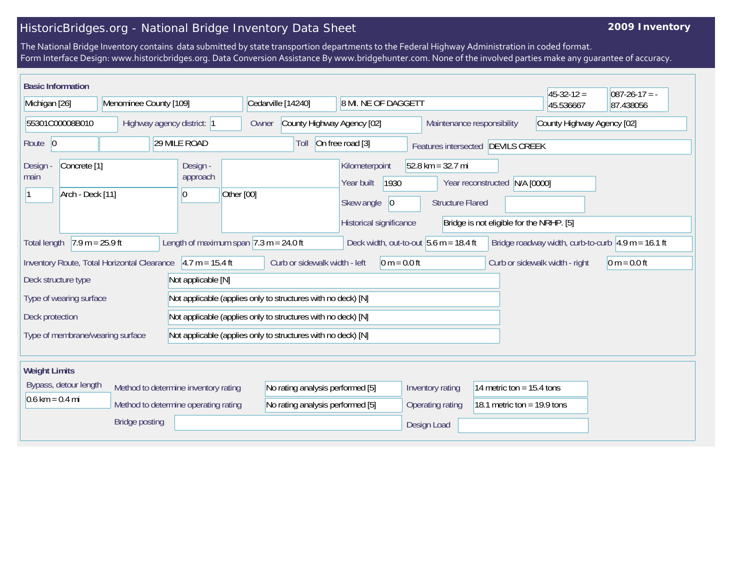# HistoricBridges.org - National Bridge Inventory Data Sheet

**2009 Inventory**

The National Bridge Inventory contains data submitted by state transportion departments to the Federal Highway Administration in coded format.
Form Interface Design: www.historicbridges.org. Data Conversion Assistance By www.bridgehunter.com. None of the involved parties make any guarantee of accuracy.

## Basic Information

| | | | | | |
|---|---|---|---|---|---|
| Michigan [26] | Menominee County [109] | Cedarville [14240] | 8 MI. NE OF DAGGETT | 45-32-12 = 45.536667 | 087-26-17 = -87.438056 |

55301C00008B010 | Highway agency district: 1 | Owner: County Highway Agency [02] | Maintenance responsibility: County Highway Agency [02]

Route: 0 | | 29 MILE ROAD | Toll: On free road [3] | Features intersected: DEVILS CREEK

| | |
|---|---|
| Design - main | Concrete [1] |
| 1 | Arch - Deck [11] |
| Design - approach | |
| 0 | Other [00] |
| Kilometerpoint | 52.8 km = 32.7 mi |
| Year built | 1930 |
| Year reconstructed | N/A [0000] |
| Skew angle | 0 |
| Structure Flared | |
| Historical significance | Bridge is not eligible for the NRHP. [5] |
| Total length | 7.9 m = 25.9 ft |
| Length of maximum span | 7.3 m = 24.0 ft |
| Deck width, out-to-out | 5.6 m = 18.4 ft |
| Bridge roadway width, curb-to-curb | 4.9 m = 16.1 ft |
| Inventory Route, Total Horizontal Clearance | 4.7 m = 15.4 ft |
| Curb or sidewalk width - left | 0 m = 0.0 ft |
| Curb or sidewalk width - right | 0 m = 0.0 ft |
| Deck structure type | Not applicable [N] |
| Type of wearing surface | Not applicable (applies only to structures with no deck) [N] |
| Deck protection | Not applicable (applies only to structures with no deck) [N] |
| Type of membrane/wearing surface | Not applicable (applies only to structures with no deck) [N] |

## Weight Limits

| | |
|---|---|
| Bypass, detour length | 0.6 km = 0.4 mi |
| Method to determine inventory rating | No rating analysis performed [5] |
| Method to determine operating rating | No rating analysis performed [5] |
| Inventory rating | 14 metric ton = 15.4 tons |
| Operating rating | 18.1 metric ton = 19.9 tons |
| Bridge posting | |
| Design Load | |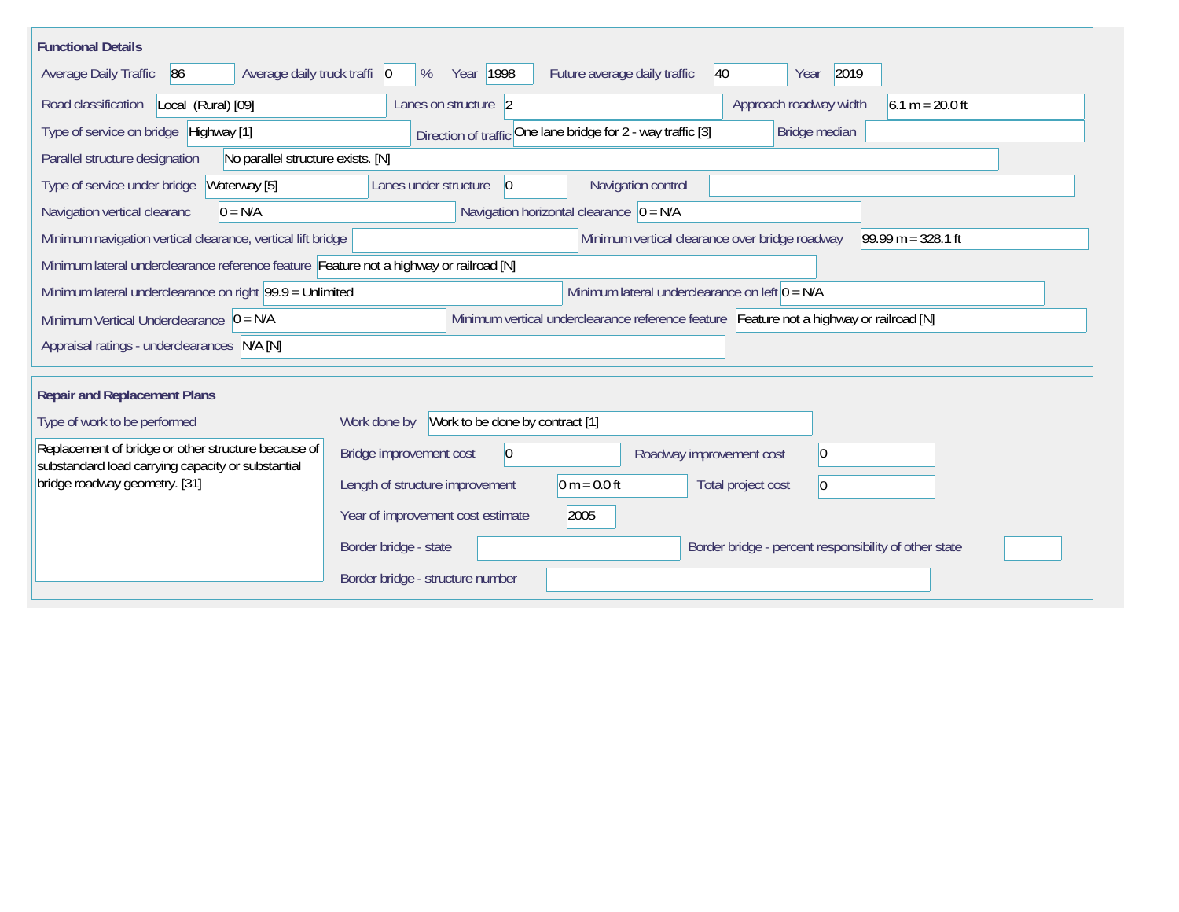## Functional Details

Average Daily Traffic: 86
Average daily truck traffi: 0 %
Year: 1998
Future average daily traffic: 40
Year: 2019

Road classification: Local (Rural) [09]
Lanes on structure: 2
Approach roadway width: 6.1 m = 20.0 ft

Type of service on bridge: Highway [1]
Direction of traffic: One lane bridge for 2 - way traffic [3]
Bridge median:

Parallel structure designation: No parallel structure exists. [N]

Type of service under bridge: Waterway [5]
Lanes under structure: 0
Navigation control:

Navigation vertical clearanc: 0 = N/A
Navigation horizontal clearance: 0 = N/A

Minimum navigation vertical clearance, vertical lift bridge:
Minimum vertical clearance over bridge roadway: 99.99 m = 328.1 ft

Minimum lateral underclearance reference feature: Feature not a highway or railroad [N]

Minimum lateral underclearance on right: 99.9 = Unlimited
Minimum lateral underclearance on left: 0 = N/A

Minimum Vertical Underclearance: 0 = N/A
Minimum vertical underclearance reference feature: Feature not a highway or railroad [N]

Appraisal ratings - underclearances: N/A [N]

## Repair and Replacement Plans

Type of work to be performed:
Replacement of bridge or other structure because of substandard load carrying capacity or substantial bridge roadway geometry. [31]

Work done by: Work to be done by contract [1]

Bridge improvement cost: 0
Roadway improvement cost: 0

Length of structure improvement: 0 m = 0.0 ft
Total project cost: 0

Year of improvement cost estimate: 2005

Border bridge - state:
Border bridge - percent responsibility of other state:

Border bridge - structure number: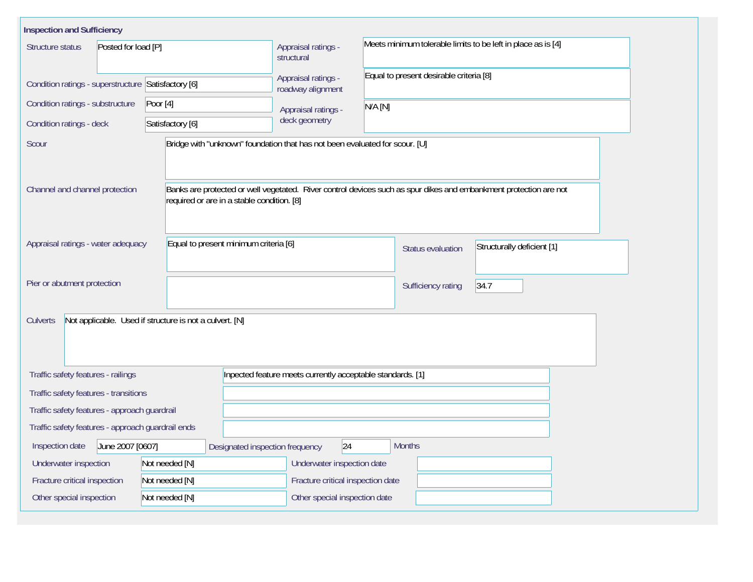## Inspection and Sufficiency

| | |
|---|---|
| Structure status | Posted for load [P] |
| Appraisal ratings - structural | Meets minimum tolerable limits to be left in place as is [4] |
| Condition ratings - superstructure | Satisfactory [6] |
| Appraisal ratings - roadway alignment | Equal to present desirable criteria [8] |
| Condition ratings - substructure | Poor [4] |
| Appraisal ratings - deck geometry | N/A [N] |
| Condition ratings - deck | Satisfactory [6] |
| Scour | Bridge with "unknown" foundation that has not been evaluated for scour. [U] |
| Channel and channel protection | Banks are protected or well vegetated. River control devices such as spur dikes and embankment protection are not required or are in a stable condition. [8] |
| Appraisal ratings - water adequacy | Equal to present minimum criteria [6] |
| Status evaluation | Structurally deficient [1] |
| Pier or abutment protection | |
| Sufficiency rating | 34.7 |
| Culverts | Not applicable. Used if structure is not a culvert. [N] |
| Traffic safety features - railings | Inpected feature meets currently acceptable standards. [1] |
| Traffic safety features - transitions | |
| Traffic safety features - approach guardrail | |
| Traffic safety features - approach guardrail ends | |
| Inspection date | June 2007 [0607] |
| Designated inspection frequency | 24 Months |
| Underwater inspection | Not needed [N] |
| Underwater inspection date | |
| Fracture critical inspection | Not needed [N] |
| Fracture critical inspection date | |
| Other special inspection | Not needed [N] |
| Other special inspection date | |